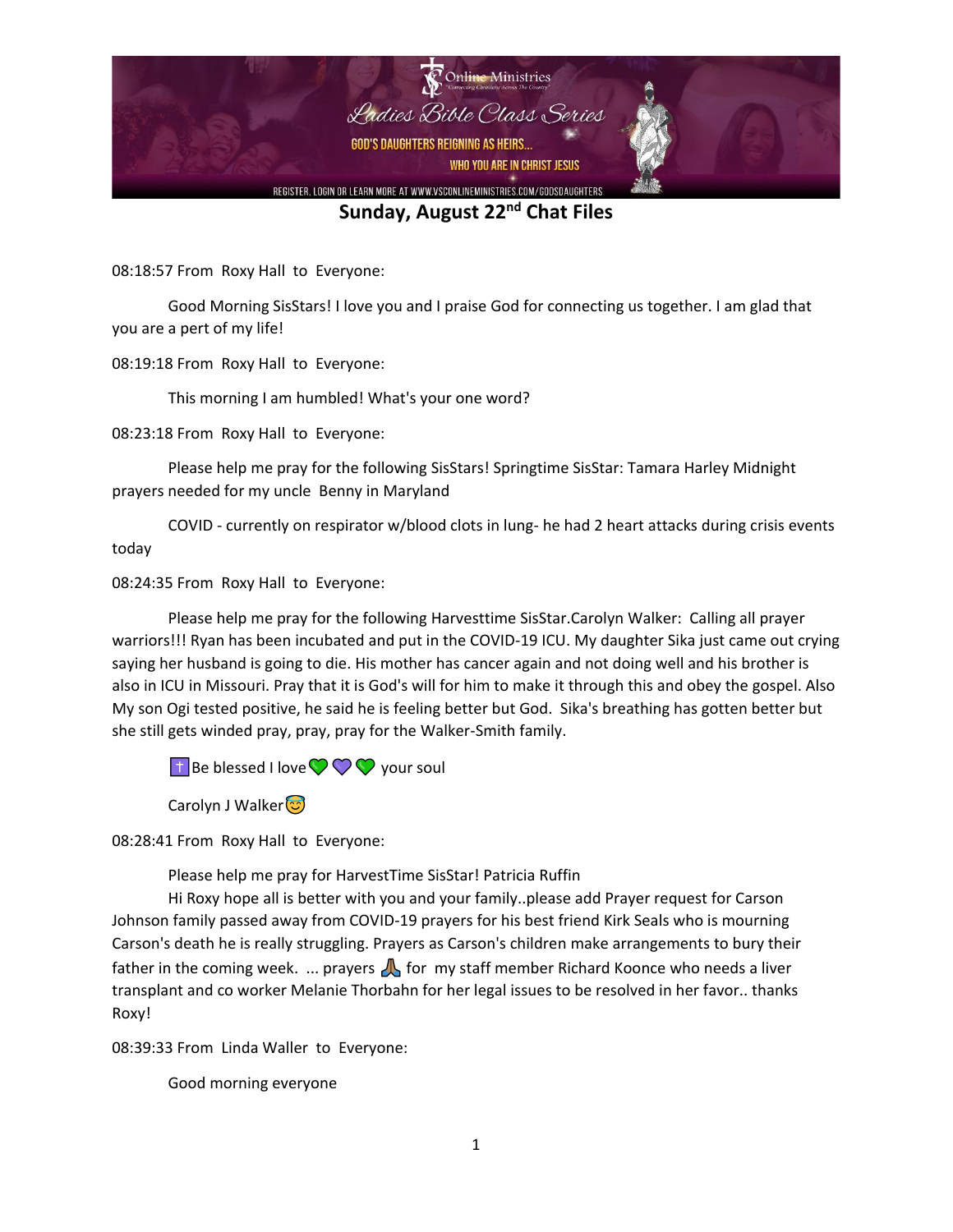Online Ministries

*Ladies Bible Class Series*

GOD'S DAUGHTERS REIGNING AS HEIRS...

WHO YOU ARE IN CHRIST JESUS

REGISTER, LOGIN OR LEARN MORE AT WWW.VSCONLINEMINISTRIES.COM/GODSDAUGHTERS

# Sunday, August 22nd Chat Files

08:18:57 From Roxy Hall to Everyone:

Good Morning SisStars! I love you and I praise God for connecting us together. I am glad that you are a pert of my life!

08:19:18 From Roxy Hall to Everyone:

This morning I am humbled! What's your one word?

08:23:18 From Roxy Hall to Everyone:

Please help me pray for the following SisStars! Springtime SisStar: Tamara Harley Midnight prayers needed for my uncle Benny in Maryland

COVID - currently on respirator w/blood clots in lung- he had 2 heart attacks during crisis events today

08:24:35 From Roxy Hall to Everyone:

Please help me pray for the following Harvesttime SisStar.Carolyn Walker: Calling all prayer warriors!!! Ryan has been incubated and put in the COVID-19 ICU. My daughter Sika just came out crying saying her husband is going to die. His mother has cancer again and not doing well and his brother is also in ICU in Missouri. Pray that it is God's will for him to make it through this and obey the gospel. Also My son Ogi tested positive, he said he is feeling better but God. Sika's breathing has gotten better but she still gets winded pray, pray, pray for the Walker-Smith family.

✝️Be blessed I love💚💜💚 your soul

Carolyn J Walker😇

08:28:41 From Roxy Hall to Everyone:

Please help me pray for HarvestTime SisStar! Patricia Ruffin

Hi Roxy hope all is better with you and your family..please add Prayer request for Carson Johnson family passed away from COVID-19 prayers for his best friend Kirk Seals who is mourning Carson's death he is really struggling. Prayers as Carson's children make arrangements to bury their father in the coming week. ... prayers 🙏 for my staff member Richard Koonce who needs a liver transplant and co worker Melanie Thorbahn for her legal issues to be resolved in her favor.. thanks Roxy!

08:39:33 From Linda Waller to Everyone:

Good morning everyone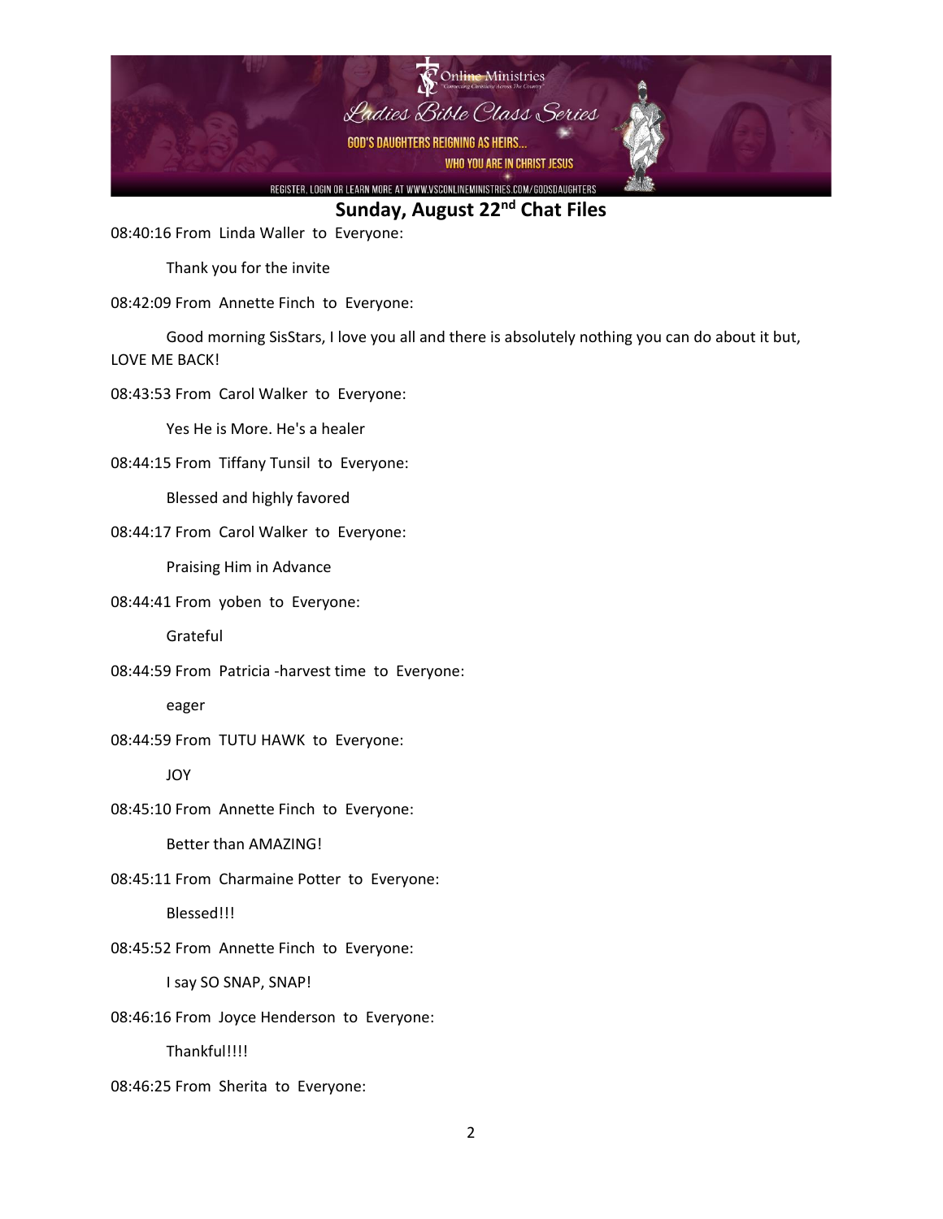## Sunday, August 22nd Chat Files

08:40:16 From  Linda Waller  to  Everyone:

Thank you for the invite

08:42:09 From  Annette Finch  to  Everyone:

Good morning SisStars, I love you all and there is absolutely nothing you can do about it but, LOVE ME BACK!

08:43:53 From  Carol Walker  to  Everyone:

Yes He is More. He's a healer

08:44:15 From  Tiffany Tunsil  to  Everyone:

Blessed and highly favored

08:44:17 From  Carol Walker  to  Everyone:

Praising Him in Advance

08:44:41 From  yoben  to  Everyone:

Grateful

08:44:59 From  Patricia -harvest time  to  Everyone:

eager

08:44:59 From  TUTU HAWK  to  Everyone:

JOY

08:45:10 From  Annette Finch  to  Everyone:

Better than AMAZING!

08:45:11 From  Charmaine Potter  to  Everyone:

Blessed!!!

08:45:52 From  Annette Finch  to  Everyone:

I say SO SNAP, SNAP!

08:46:16 From  Joyce Henderson  to  Everyone:

Thankful!!!!

08:46:25 From  Sherita  to  Everyone: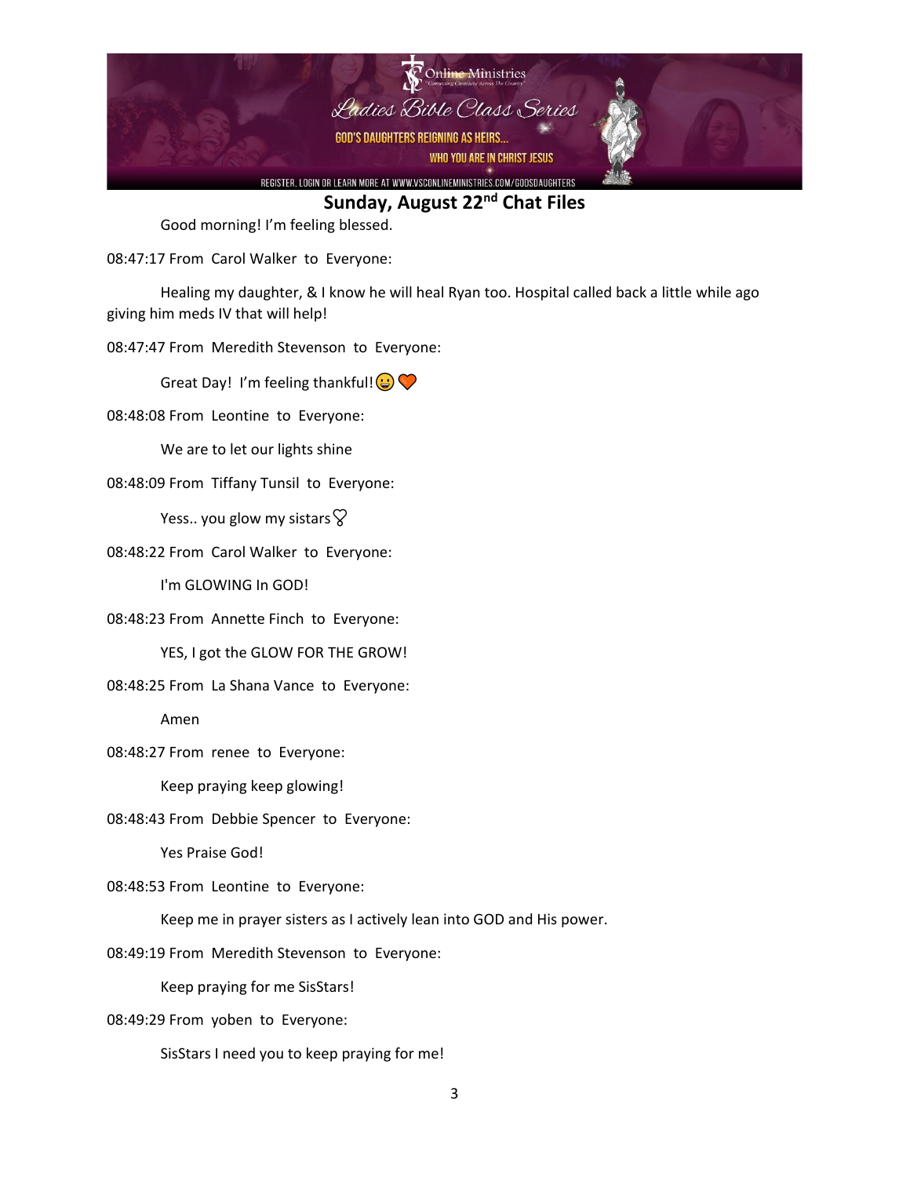## Sunday, August 22nd Chat Files

Good morning! I'm feeling blessed.

08:47:17 From Carol Walker to Everyone:

Healing my daughter, & I know he will heal Ryan too. Hospital called back a little while ago giving him meds IV that will help!

08:47:47 From Meredith Stevenson to Everyone:

Great Day! I'm feeling thankful! 😀 🧡

08:48:08 From Leontine to Everyone:

We are to let our lights shine

08:48:09 From Tiffany Tunsil to Everyone:

Yess.. you glow my sistars 💞

08:48:22 From Carol Walker to Everyone:

I'm GLOWING In GOD!

08:48:23 From Annette Finch to Everyone:

YES, I got the GLOW FOR THE GROW!

08:48:25 From La Shana Vance to Everyone:

Amen

08:48:27 From renee to Everyone:

Keep praying keep glowing!

08:48:43 From Debbie Spencer to Everyone:

Yes Praise God!

08:48:53 From Leontine to Everyone:

Keep me in prayer sisters as I actively lean into GOD and His power.

08:49:19 From Meredith Stevenson to Everyone:

Keep praying for me SisStars!

08:49:29 From yoben to Everyone:

SisStars I need you to keep praying for me!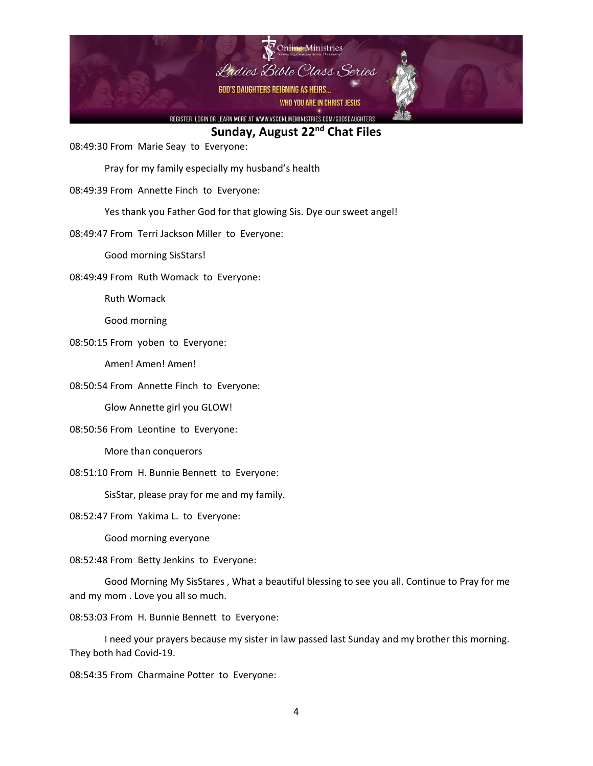## Sunday, August 22nd Chat Files

08:49:30 From Marie Seay to Everyone:

Pray for my family especially my husband's health

08:49:39 From Annette Finch to Everyone:

Yes thank you Father God for that glowing Sis. Dye our sweet angel!

08:49:47 From Terri Jackson Miller to Everyone:

Good morning SisStars!

08:49:49 From Ruth Womack to Everyone:

Ruth Womack

Good morning

08:50:15 From yoben to Everyone:

Amen! Amen! Amen!

08:50:54 From Annette Finch to Everyone:

Glow Annette girl you GLOW!

08:50:56 From Leontine to Everyone:

More than conquerors

08:51:10 From H. Bunnie Bennett to Everyone:

SisStar, please pray for me and my family.

08:52:47 From Yakima L. to Everyone:

Good morning everyone

08:52:48 From Betty Jenkins to Everyone:

Good Morning My SisStares , What a beautiful blessing to see you all. Continue to Pray for me and my mom . Love you all so much.

08:53:03 From H. Bunnie Bennett to Everyone:

I need your prayers because my sister in law passed last Sunday and my brother this morning. They both had Covid-19.

08:54:35 From Charmaine Potter to Everyone: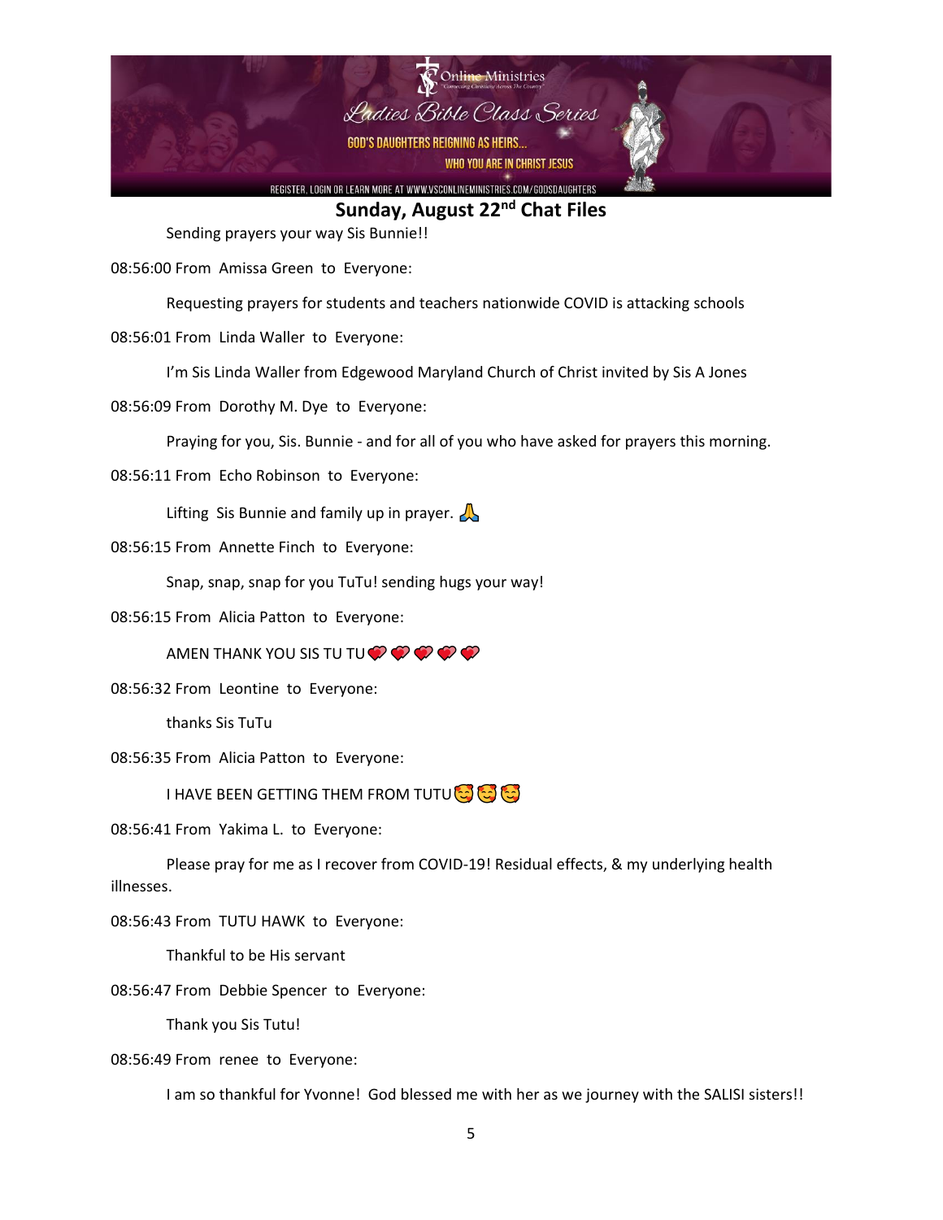## Sunday, August 22nd Chat Files

Sending prayers your way Sis Bunnie!!

08:56:00 From Amissa Green to Everyone:

Requesting prayers for students and teachers nationwide COVID is attacking schools

08:56:01 From Linda Waller to Everyone:

I'm Sis Linda Waller from Edgewood Maryland Church of Christ invited by Sis A Jones

08:56:09 From Dorothy M. Dye to Everyone:

Praying for you, Sis. Bunnie - and for all of you who have asked for prayers this morning.

08:56:11 From Echo Robinson to Everyone:

Lifting Sis Bunnie and family up in prayer. 🙏

08:56:15 From Annette Finch to Everyone:

Snap, snap, snap for you TuTu! sending hugs your way!

08:56:15 From Alicia Patton to Everyone:

AMEN THANK YOU SIS TU TU💞💞💞💞💞

08:56:32 From Leontine to Everyone:

thanks Sis TuTu

08:56:35 From Alicia Patton to Everyone:

I HAVE BEEN GETTING THEM FROM TUTU🥰🥰🥰

08:56:41 From Yakima L. to Everyone:

Please pray for me as I recover from COVID-19! Residual effects, & my underlying health illnesses.

08:56:43 From TUTU HAWK to Everyone:

Thankful to be His servant

08:56:47 From Debbie Spencer to Everyone:

Thank you Sis Tutu!

08:56:49 From renee to Everyone:

I am so thankful for Yvonne! God blessed me with her as we journey with the SALISI sisters!!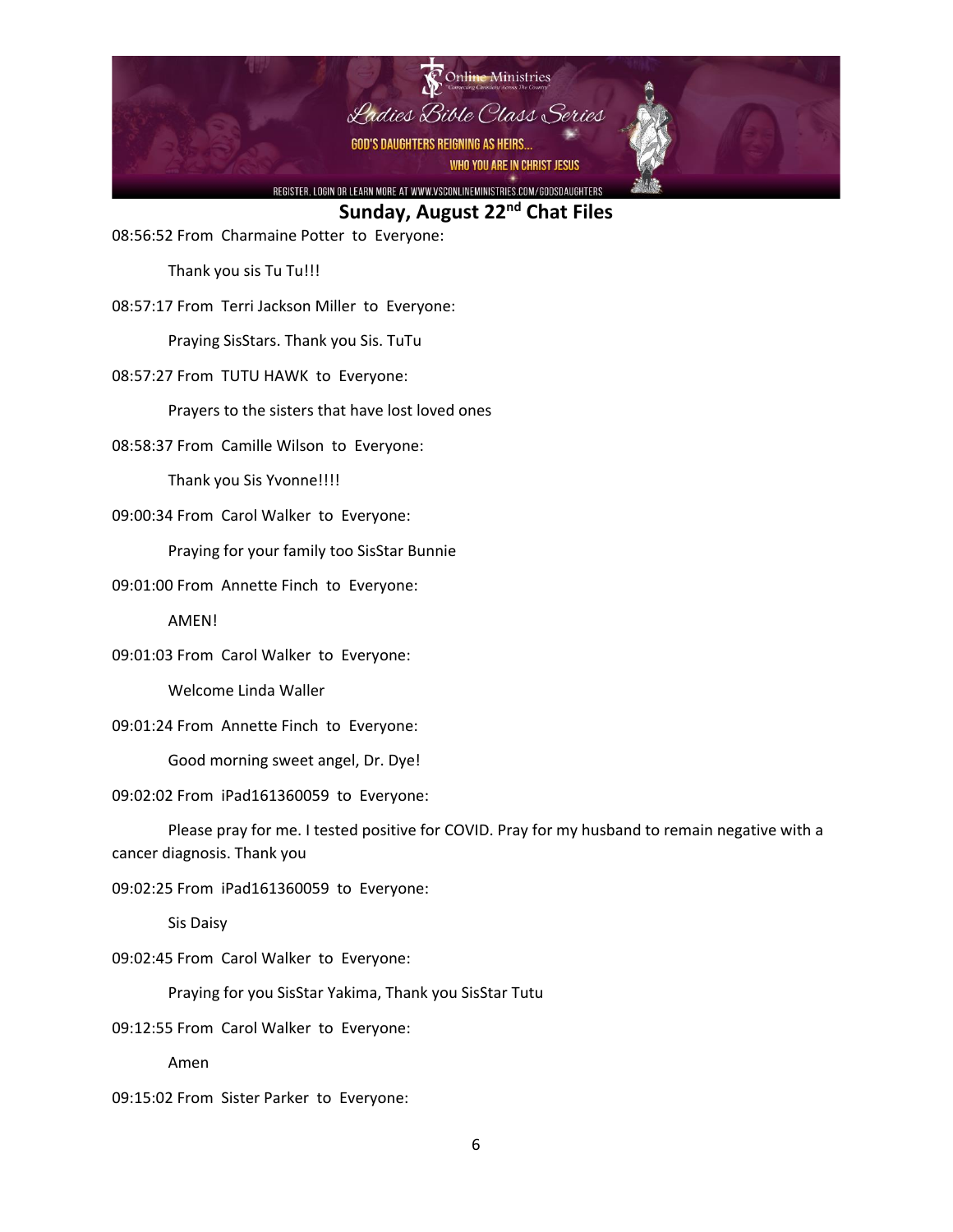## Sunday, August 22nd Chat Files

08:56:52 From Charmaine Potter to Everyone:

Thank you sis Tu Tu!!!

08:57:17 From Terri Jackson Miller to Everyone:

Praying SisStars. Thank you Sis. TuTu

08:57:27 From TUTU HAWK to Everyone:

Prayers to the sisters that have lost loved ones

08:58:37 From Camille Wilson to Everyone:

Thank you Sis Yvonne!!!!

09:00:34 From Carol Walker to Everyone:

Praying for your family too SisStar Bunnie

09:01:00 From Annette Finch to Everyone:

AMEN!

09:01:03 From Carol Walker to Everyone:

Welcome Linda Waller

09:01:24 From Annette Finch to Everyone:

Good morning sweet angel, Dr. Dye!

09:02:02 From iPad161360059 to Everyone:

Please pray for me. I tested positive for COVID. Pray for my husband to remain negative with a cancer diagnosis. Thank you

09:02:25 From iPad161360059 to Everyone:

Sis Daisy

09:02:45 From Carol Walker to Everyone:

Praying for you SisStar Yakima, Thank you SisStar Tutu

09:12:55 From Carol Walker to Everyone:

Amen

09:15:02 From Sister Parker to Everyone: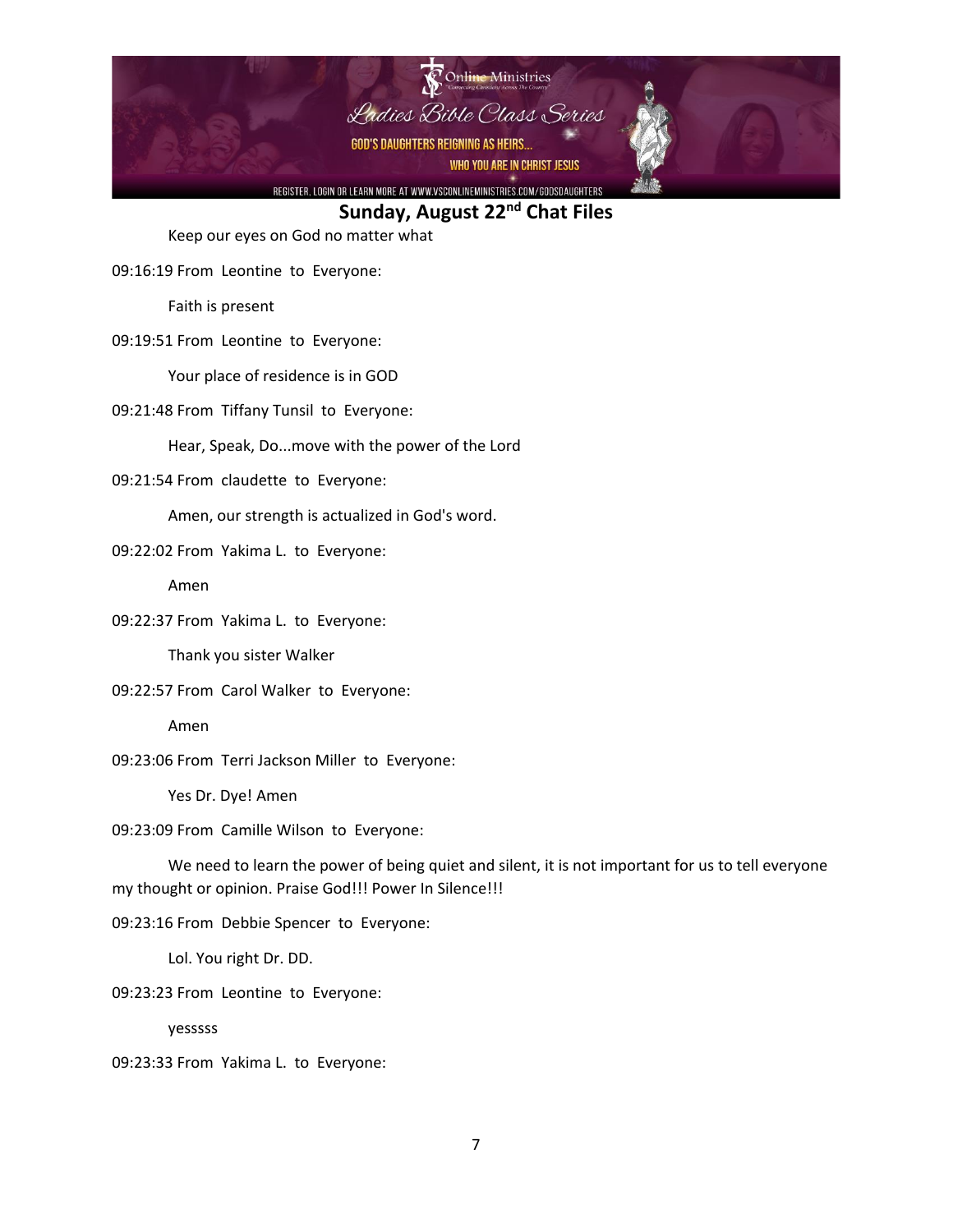**Sunday, August 22nd Chat Files**

Keep our eyes on God no matter what

09:16:19 From Leontine to Everyone:

Faith is present

09:19:51 From Leontine to Everyone:

Your place of residence is in GOD

09:21:48 From Tiffany Tunsil to Everyone:

Hear, Speak, Do...move with the power of the Lord

09:21:54 From claudette to Everyone:

Amen, our strength is actualized in God's word.

09:22:02 From Yakima L. to Everyone:

Amen

09:22:37 From Yakima L. to Everyone:

Thank you sister Walker

09:22:57 From Carol Walker to Everyone:

Amen

09:23:06 From Terri Jackson Miller to Everyone:

Yes Dr. Dye! Amen

09:23:09 From Camille Wilson to Everyone:

We need to learn the power of being quiet and silent, it is not important for us to tell everyone my thought or opinion. Praise God!!! Power In Silence!!!

09:23:16 From Debbie Spencer to Everyone:

Lol. You right Dr. DD.

09:23:23 From Leontine to Everyone:

yesssss

09:23:33 From Yakima L. to Everyone: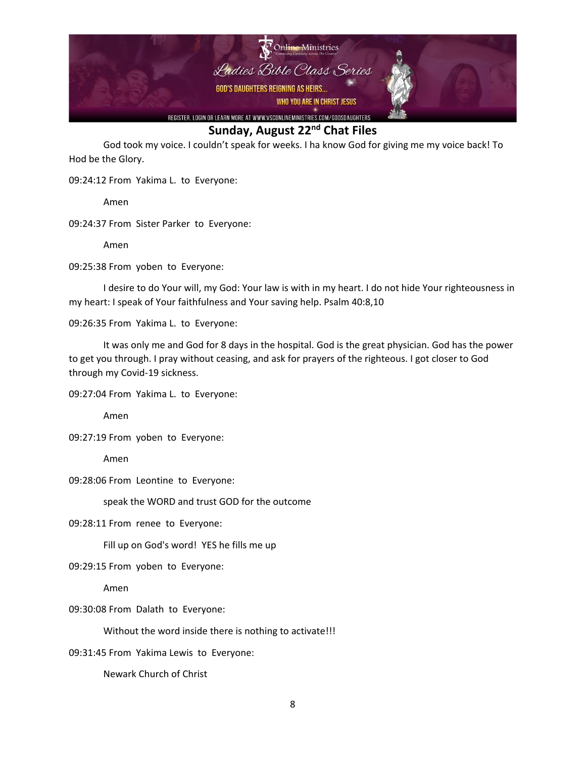## Sunday, August 22nd Chat Files

God took my voice. I couldn't speak for weeks. I ha know God for giving me my voice back! To Hod be the Glory.

09:24:12 From Yakima L. to Everyone:

Amen

09:24:37 From Sister Parker to Everyone:

Amen

09:25:38 From yoben to Everyone:

I desire to do Your will, my God: Your law is with in my heart. I do not hide Your righteousness in my heart: I speak of Your faithfulness and Your saving help. Psalm 40:8,10

09:26:35 From Yakima L. to Everyone:

It was only me and God for 8 days in the hospital. God is the great physician. God has the power to get you through. I pray without ceasing, and ask for prayers of the righteous. I got closer to God through my Covid-19 sickness.

09:27:04 From Yakima L. to Everyone:

Amen

09:27:19 From yoben to Everyone:

Amen

09:28:06 From Leontine to Everyone:

speak the WORD and trust GOD for the outcome

09:28:11 From renee to Everyone:

Fill up on God's word! YES he fills me up

09:29:15 From yoben to Everyone:

Amen

09:30:08 From Dalath to Everyone:

Without the word inside there is nothing to activate!!!

09:31:45 From Yakima Lewis to Everyone:

Newark Church of Christ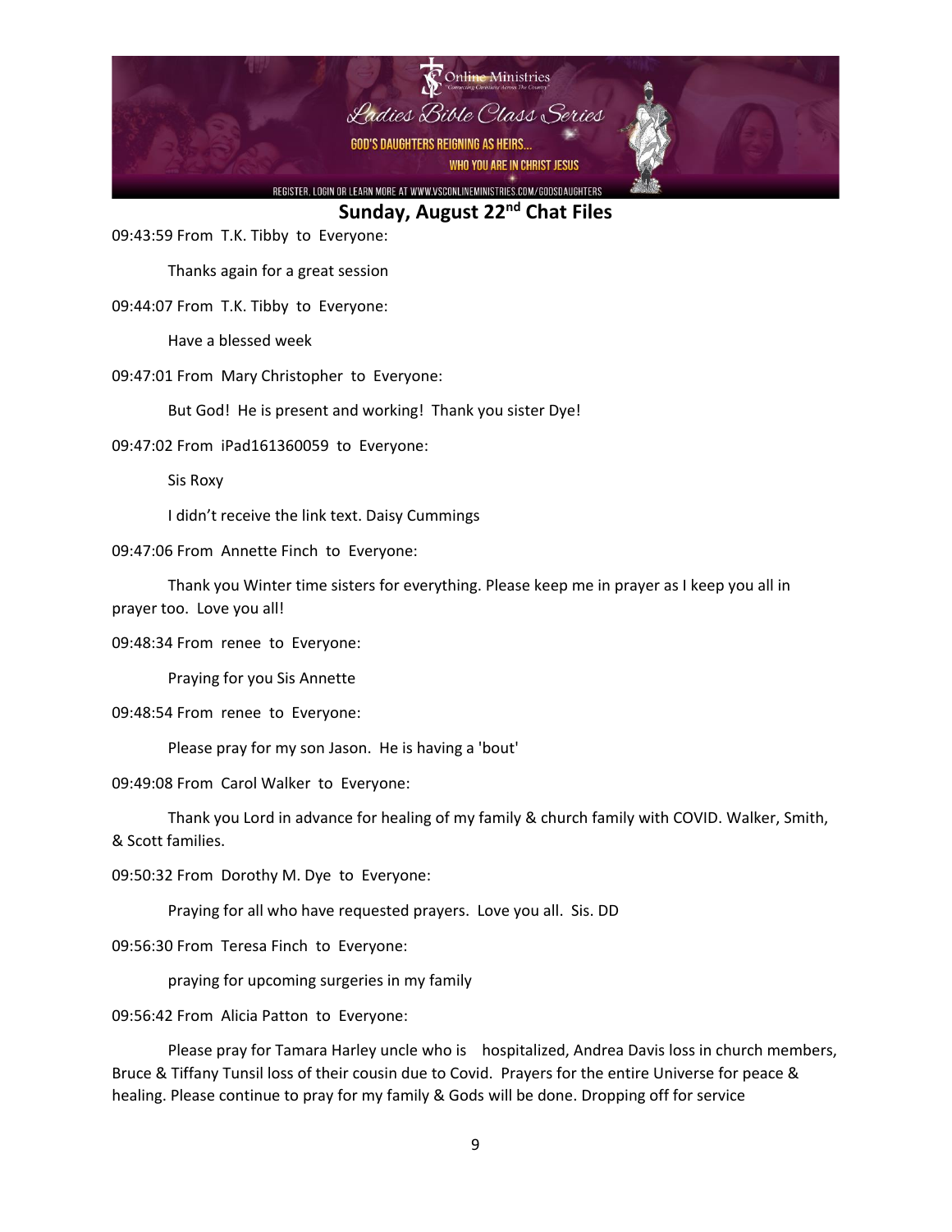## Sunday, August 22nd Chat Files

09:43:59 From T.K. Tibby to Everyone:

Thanks again for a great session

09:44:07 From T.K. Tibby to Everyone:

Have a blessed week

09:47:01 From Mary Christopher to Everyone:

But God! He is present and working! Thank you sister Dye!

09:47:02 From iPad161360059 to Everyone:

Sis Roxy

I didn't receive the link text. Daisy Cummings

09:47:06 From Annette Finch to Everyone:

Thank you Winter time sisters for everything. Please keep me in prayer as I keep you all in prayer too. Love you all!

09:48:34 From renee to Everyone:

Praying for you Sis Annette

09:48:54 From renee to Everyone:

Please pray for my son Jason. He is having a 'bout'

09:49:08 From Carol Walker to Everyone:

Thank you Lord in advance for healing of my family & church family with COVID. Walker, Smith, & Scott families.

09:50:32 From Dorothy M. Dye to Everyone:

Praying for all who have requested prayers. Love you all. Sis. DD

09:56:30 From Teresa Finch to Everyone:

praying for upcoming surgeries in my family

09:56:42 From Alicia Patton to Everyone:

Please pray for Tamara Harley uncle who is hospitalized, Andrea Davis loss in church members, Bruce & Tiffany Tunsil loss of their cousin due to Covid. Prayers for the entire Universe for peace & healing. Please continue to pray for my family & Gods will be done. Dropping off for service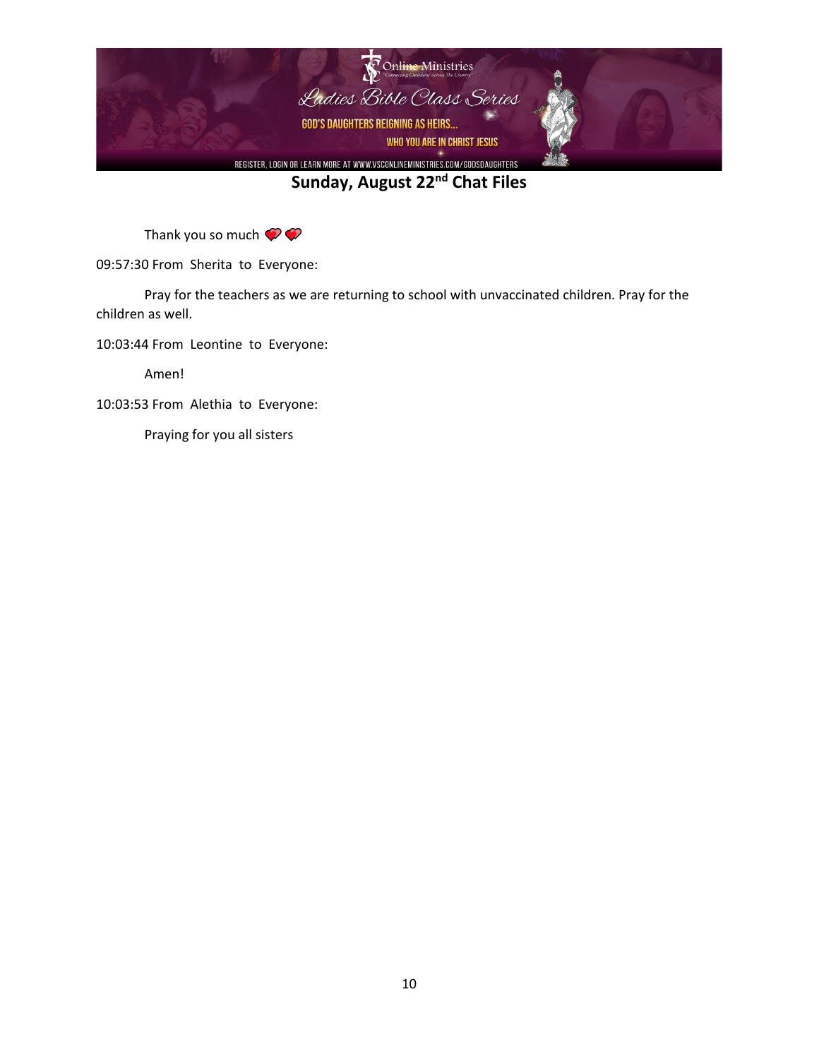Online Ministries

Ladies Bible Class Series

GOD'S DAUGHTERS REIGNING AS HEIRS...

WHO YOU ARE IN CHRIST JESUS

REGISTER, LOGIN OR LEARN MORE AT WWW.VSCONLINEMINISTRIES.COM/GODSDAUGHTERS

## Sunday, August 22nd Chat Files

Thank you so much ❤️ ❤️

09:57:30 From Sherita to Everyone:

Pray for the teachers as we are returning to school with unvaccinated children. Pray for the children as well.

10:03:44 From Leontine to Everyone:

Amen!

10:03:53 From Alethia to Everyone:

Praying for you all sisters